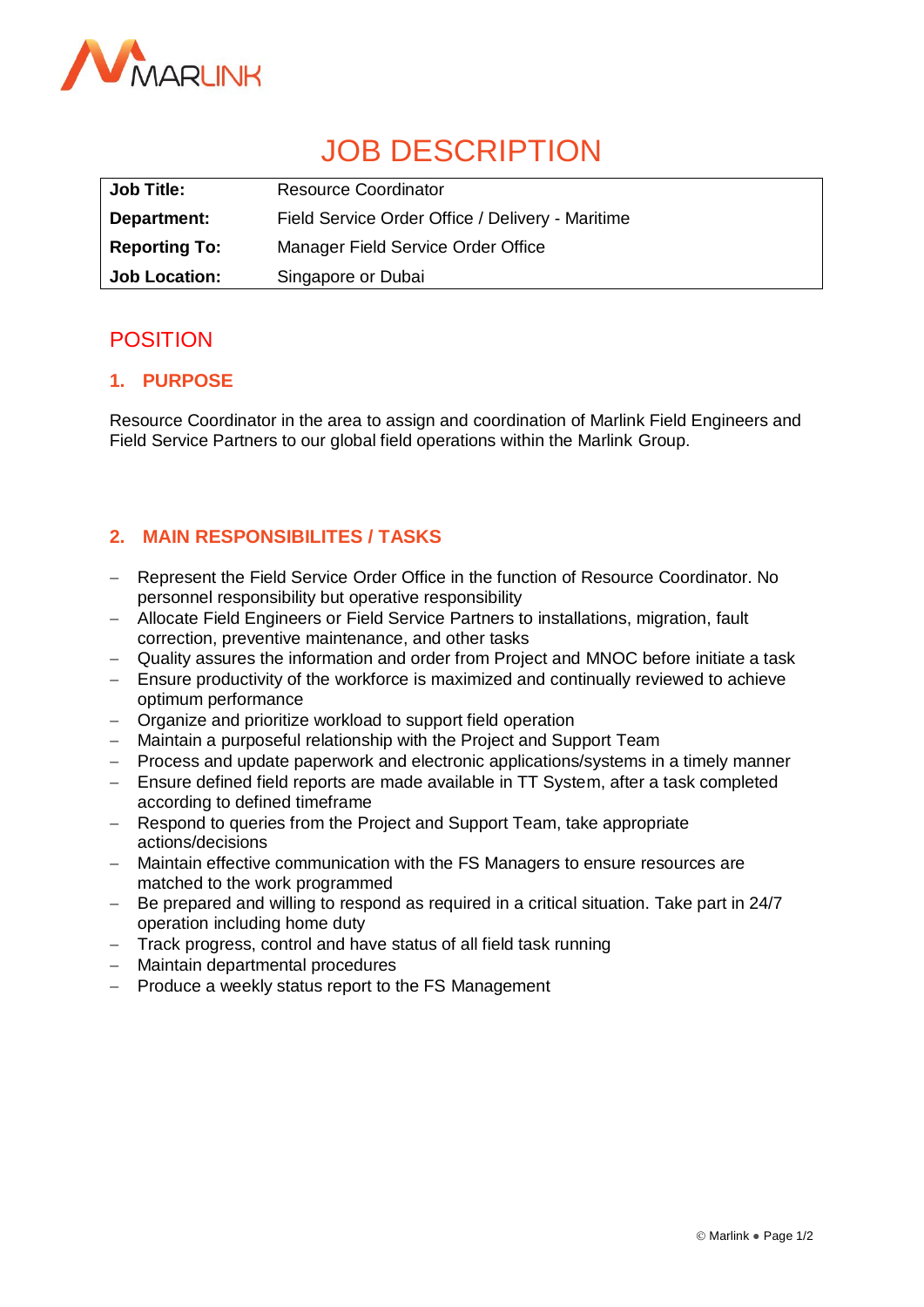# JOB DESCRIPTION

| | |
|---|---|
| **Job Title:** | Resource Coordinator |
| **Department:** | Field Service Order Office / Delivery - Maritime |
| **Reporting To:** | Manager Field Service Order Office |
| **Job Location:** | Singapore or Dubai |

## POSITION

### 1. PURPOSE

Resource Coordinator in the area to assign and coordination of Marlink Field Engineers and Field Service Partners to our global field operations within the Marlink Group.

### 2. MAIN RESPONSIBILITES / TASKS

- Represent the Field Service Order Office in the function of Resource Coordinator. No personnel responsibility but operative responsibility
- Allocate Field Engineers or Field Service Partners to installations, migration, fault correction, preventive maintenance, and other tasks
- Quality assures the information and order from Project and MNOC before initiate a task
- Ensure productivity of the workforce is maximized and continually reviewed to achieve optimum performance
- Organize and prioritize workload to support field operation
- Maintain a purposeful relationship with the Project and Support Team
- Process and update paperwork and electronic applications/systems in a timely manner
- Ensure defined field reports are made available in TT System, after a task completed according to defined timeframe
- Respond to queries from the Project and Support Team, take appropriate actions/decisions
- Maintain effective communication with the FS Managers to ensure resources are matched to the work programmed
- Be prepared and willing to respond as required in a critical situation. Take part in 24/7 operation including home duty
- Track progress, control and have status of all field task running
- Maintain departmental procedures
- Produce a weekly status report to the FS Management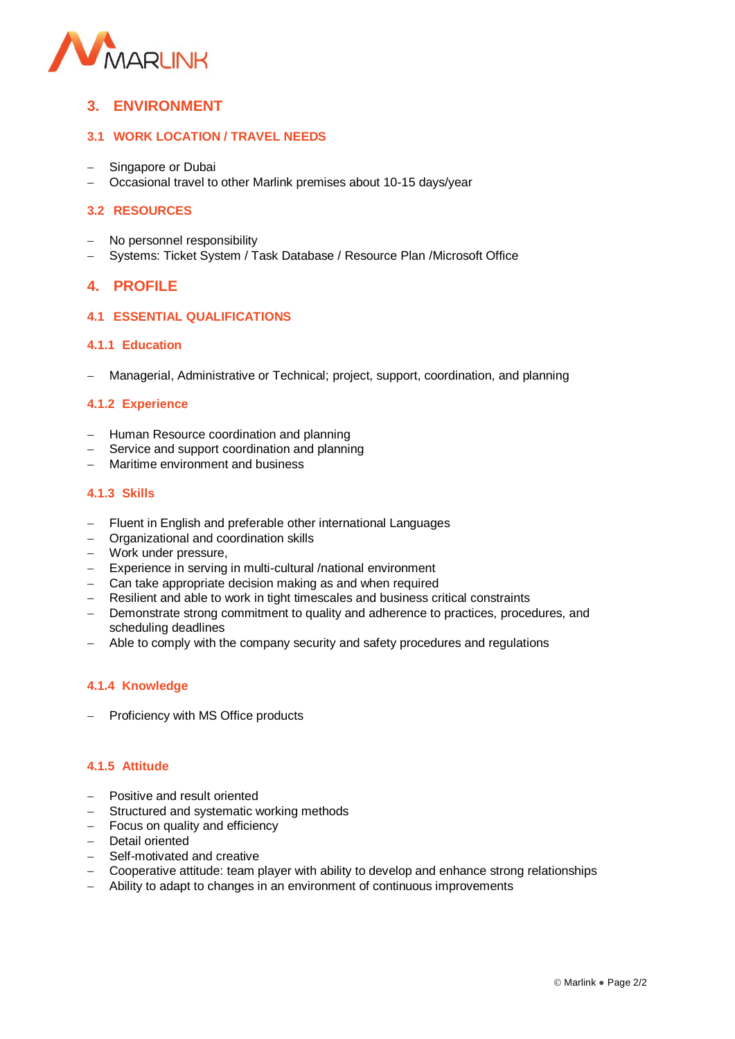## 3. ENVIRONMENT

### 3.1 WORK LOCATION / TRAVEL NEEDS

- Singapore or Dubai
- Occasional travel to other Marlink premises about 10-15 days/year

### 3.2 RESOURCES

- No personnel responsibility
- Systems: Ticket System / Task Database / Resource Plan /Microsoft Office

## 4. PROFILE

### 4.1 ESSENTIAL QUALIFICATIONS

#### 4.1.1 Education

- Managerial, Administrative or Technical; project, support, coordination, and planning

#### 4.1.2 Experience

- Human Resource coordination and planning
- Service and support coordination and planning
- Maritime environment and business

#### 4.1.3 Skills

- Fluent in English and preferable other international Languages
- Organizational and coordination skills
- Work under pressure,
- Experience in serving in multi-cultural /national environment
- Can take appropriate decision making as and when required
- Resilient and able to work in tight timescales and business critical constraints
- Demonstrate strong commitment to quality and adherence to practices, procedures, and scheduling deadlines
- Able to comply with the company security and safety procedures and regulations

#### 4.1.4 Knowledge

- Proficiency with MS Office products

#### 4.1.5 Attitude

- Positive and result oriented
- Structured and systematic working methods
- Focus on quality and efficiency
- Detail oriented
- Self-motivated and creative
- Cooperative attitude: team player with ability to develop and enhance strong relationships
- Ability to adapt to changes in an environment of continuous improvements